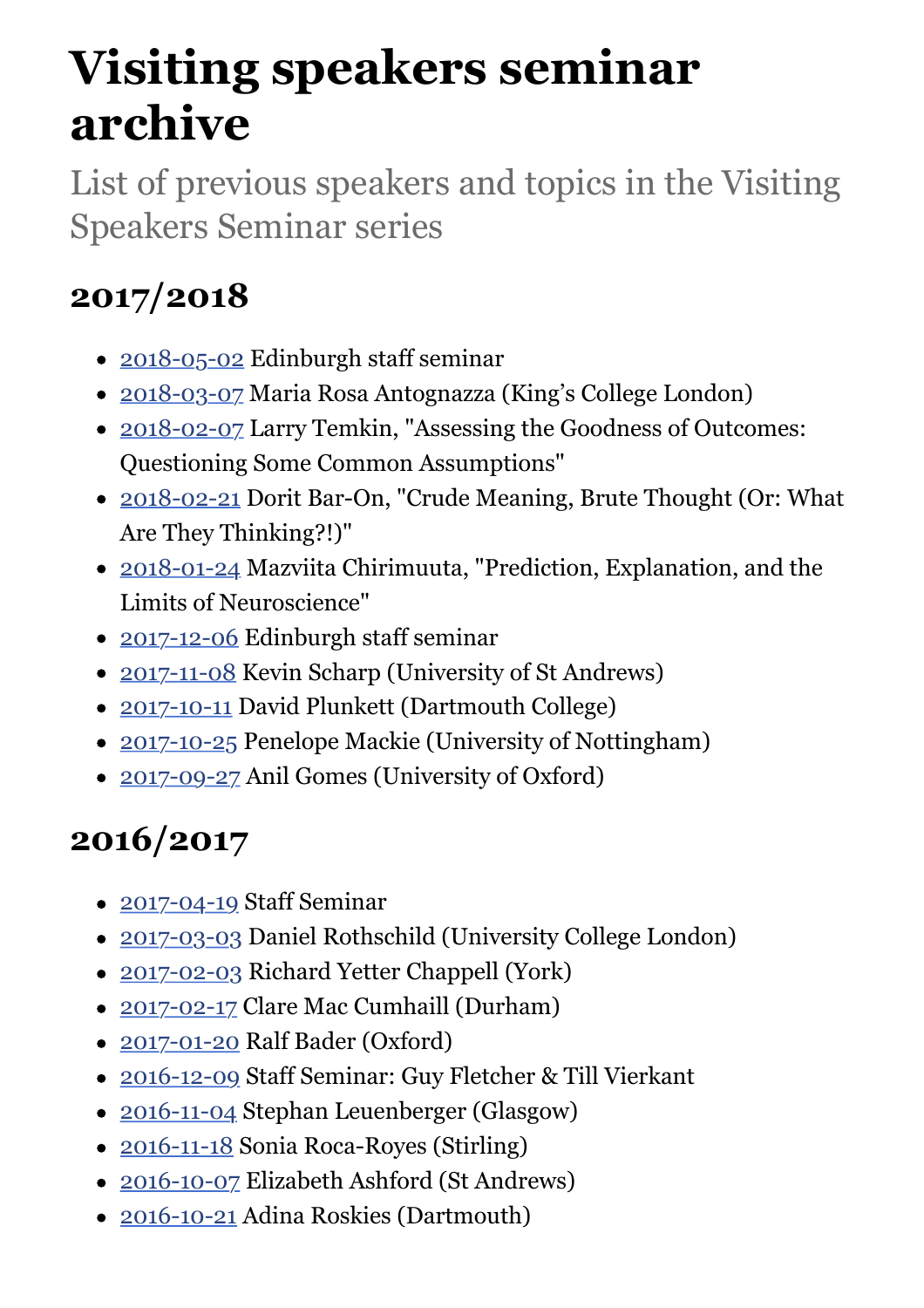# Visiting speakers seminar archive

List of previous speakers and topics in the Visiting Speakers Seminar series

## 2017/2018

- 2018-05-02 Edinburgh staff seminar
- 2018-03-07 Maria Rosa Antognazza (King's College London)
- 2018-02-07 Larry Temkin, "Assessing the Goodness of Outcomes: Questioning Some Common Assumptions"
- 2018-02-21 Dorit Bar-On, "Crude Meaning, Brute Thought (Or: What Are They Thinking?!)"
- 2018-01-24 Mazviita Chirimuuta, "Prediction, Explanation, and the Limits of Neuroscience"
- 2017-12-06 Edinburgh staff seminar
- 2017-11-08 Kevin Scharp (University of St Andrews)
- 2017-10-11 David Plunkett (Dartmouth College)
- 2017-10-25 Penelope Mackie (University of Nottingham)
- 2017-09-27 Anil Gomes (University of Oxford)

## 2016/2017

- 2017-04-19 Staff Seminar
- 2017-03-03 Daniel Rothschild (University College London)
- 2017-02-03 Richard Yetter Chappell (York)
- 2017-02-17 Clare Mac Cumhaill (Durham)
- 2017-01-20 Ralf Bader (Oxford)
- 2016-12-09 Staff Seminar: Guy Fletcher & Till Vierkant
- 2016-11-04 Stephan Leuenberger (Glasgow)
- 2016-11-18 Sonia Roca-Royes (Stirling)
- 2016-10-07 Elizabeth Ashford (St Andrews)
- 2016-10-21 Adina Roskies (Dartmouth)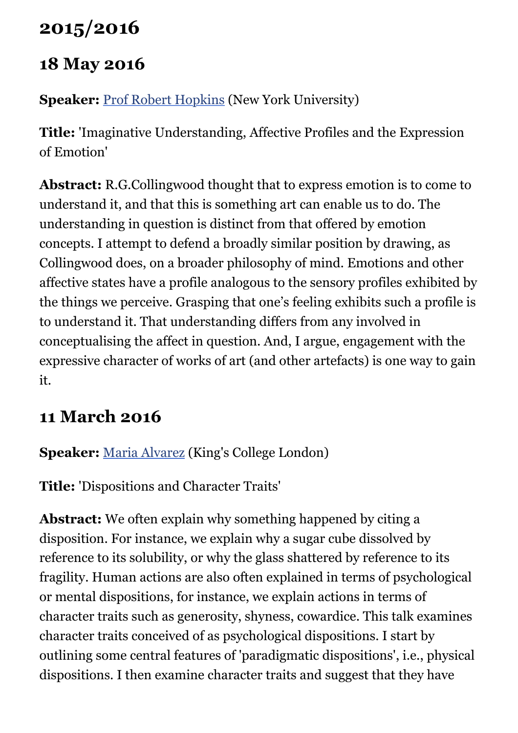## 2015/2016

## 18 May 2016

**Speaker:** Prof Robert Hopkins (New York University)

**Title:** 'Imaginative Understanding, Affective Profiles and the Expression of Emotion'

**Abstract:** R.G.Collingwood thought that to express emotion is to come to understand it, and that this is something art can enable us to do. The understanding in question is distinct from that offered by emotion concepts. I attempt to defend a broadly similar position by drawing, as Collingwood does, on a broader philosophy of mind. Emotions and other affective states have a profile analogous to the sensory profiles exhibited by the things we perceive. Grasping that one's feeling exhibits such a profile is to understand it. That understanding differs from any involved in conceptualising the affect in question. And, I argue, engagement with the expressive character of works of art (and other artefacts) is one way to gain it.

## 11 March 2016

**Speaker:** Maria Alvarez (King's College London)

**Title:** 'Dispositions and Character Traits'

**Abstract:** We often explain why something happened by citing a disposition. For instance, we explain why a sugar cube dissolved by reference to its solubility, or why the glass shattered by reference to its fragility. Human actions are also often explained in terms of psychological or mental dispositions, for instance, we explain actions in terms of character traits such as generosity, shyness, cowardice. This talk examines character traits conceived of as psychological dispositions. I start by outlining some central features of 'paradigmatic dispositions', i.e., physical dispositions. I then examine character traits and suggest that they have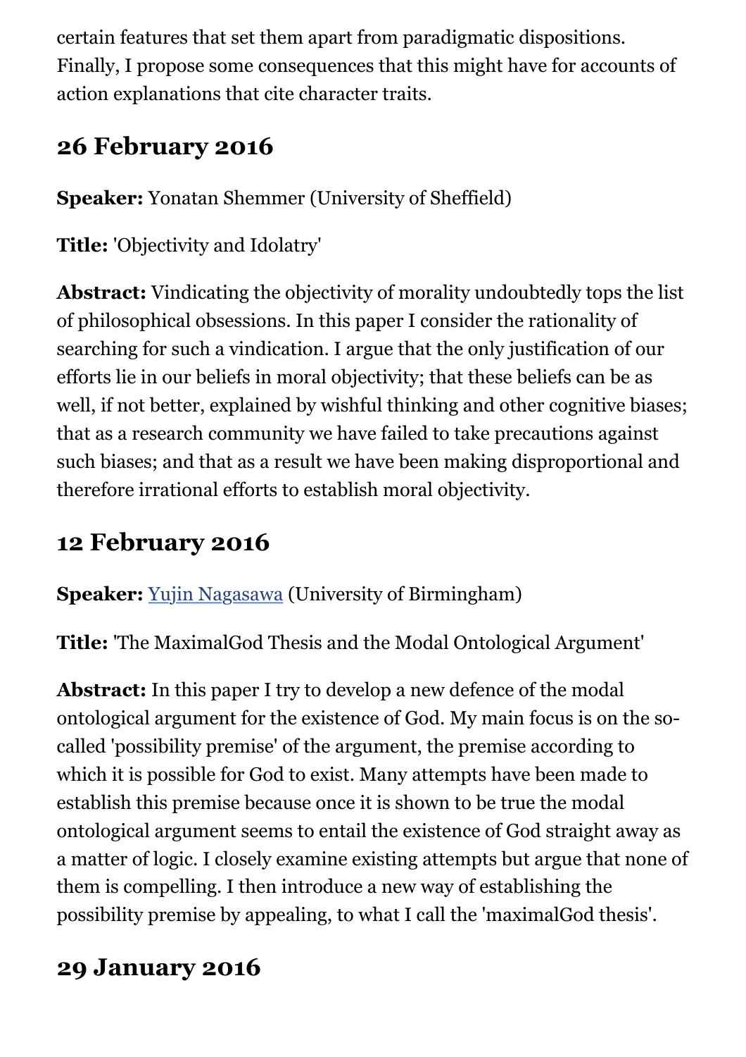certain features that set them apart from paradigmatic dispositions. Finally, I propose some consequences that this might have for accounts of action explanations that cite character traits.

## 26 February 2016

**Speaker:** Yonatan Shemmer (University of Sheffield)

**Title:** 'Objectivity and Idolatry'

**Abstract:** Vindicating the objectivity of morality undoubtedly tops the list of philosophical obsessions. In this paper I consider the rationality of searching for such a vindication. I argue that the only justification of our efforts lie in our beliefs in moral objectivity; that these beliefs can be as well, if not better, explained by wishful thinking and other cognitive biases; that as a research community we have failed to take precautions against such biases; and that as a result we have been making disproportional and therefore irrational efforts to establish moral objectivity.

## 12 February 2016

**Speaker:** Yujin Nagasawa (University of Birmingham)

**Title:** 'The MaximalGod Thesis and the Modal Ontological Argument'

**Abstract:** In this paper I try to develop a new defence of the modal ontological argument for the existence of God. My main focus is on the so-called 'possibility premise' of the argument, the premise according to which it is possible for God to exist. Many attempts have been made to establish this premise because once it is shown to be true the modal ontological argument seems to entail the existence of God straight away as a matter of logic. I closely examine existing attempts but argue that none of them is compelling. I then introduce a new way of establishing the possibility premise by appealing, to what I call the 'maximalGod thesis'.

## 29 January 2016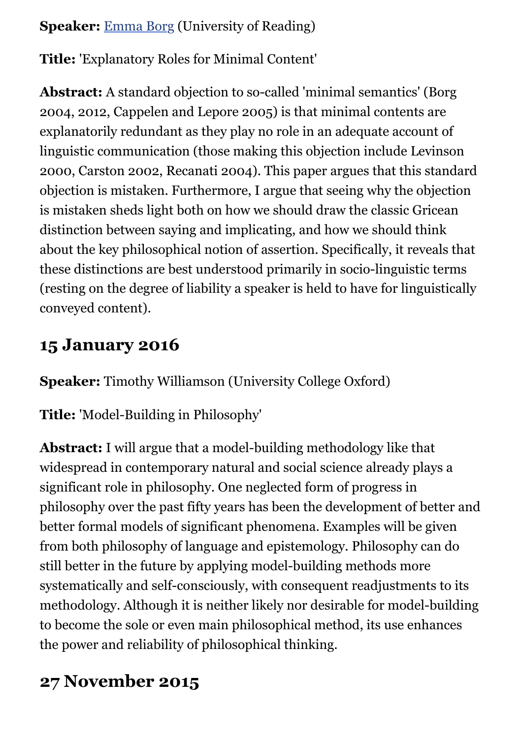**Speaker:** [Emma Borg](#) (University of Reading)

**Title:** 'Explanatory Roles for Minimal Content'

**Abstract:** A standard objection to so-called 'minimal semantics' (Borg 2004, 2012, Cappelen and Lepore 2005) is that minimal contents are explanatorily redundant as they play no role in an adequate account of linguistic communication (those making this objection include Levinson 2000, Carston 2002, Recanati 2004). This paper argues that this standard objection is mistaken. Furthermore, I argue that seeing why the objection is mistaken sheds light both on how we should draw the classic Gricean distinction between saying and implicating, and how we should think about the key philosophical notion of assertion. Specifically, it reveals that these distinctions are best understood primarily in socio-linguistic terms (resting on the degree of liability a speaker is held to have for linguistically conveyed content).

## 15 January 2016

**Speaker:** Timothy Williamson (University College Oxford)

**Title:** 'Model-Building in Philosophy'

**Abstract:** I will argue that a model-building methodology like that widespread in contemporary natural and social science already plays a significant role in philosophy. One neglected form of progress in philosophy over the past fifty years has been the development of better and better formal models of significant phenomena. Examples will be given from both philosophy of language and epistemology. Philosophy can do still better in the future by applying model-building methods more systematically and self-consciously, with consequent readjustments to its methodology. Although it is neither likely nor desirable for model-building to become the sole or even main philosophical method, its use enhances the power and reliability of philosophical thinking.

## 27 November 2015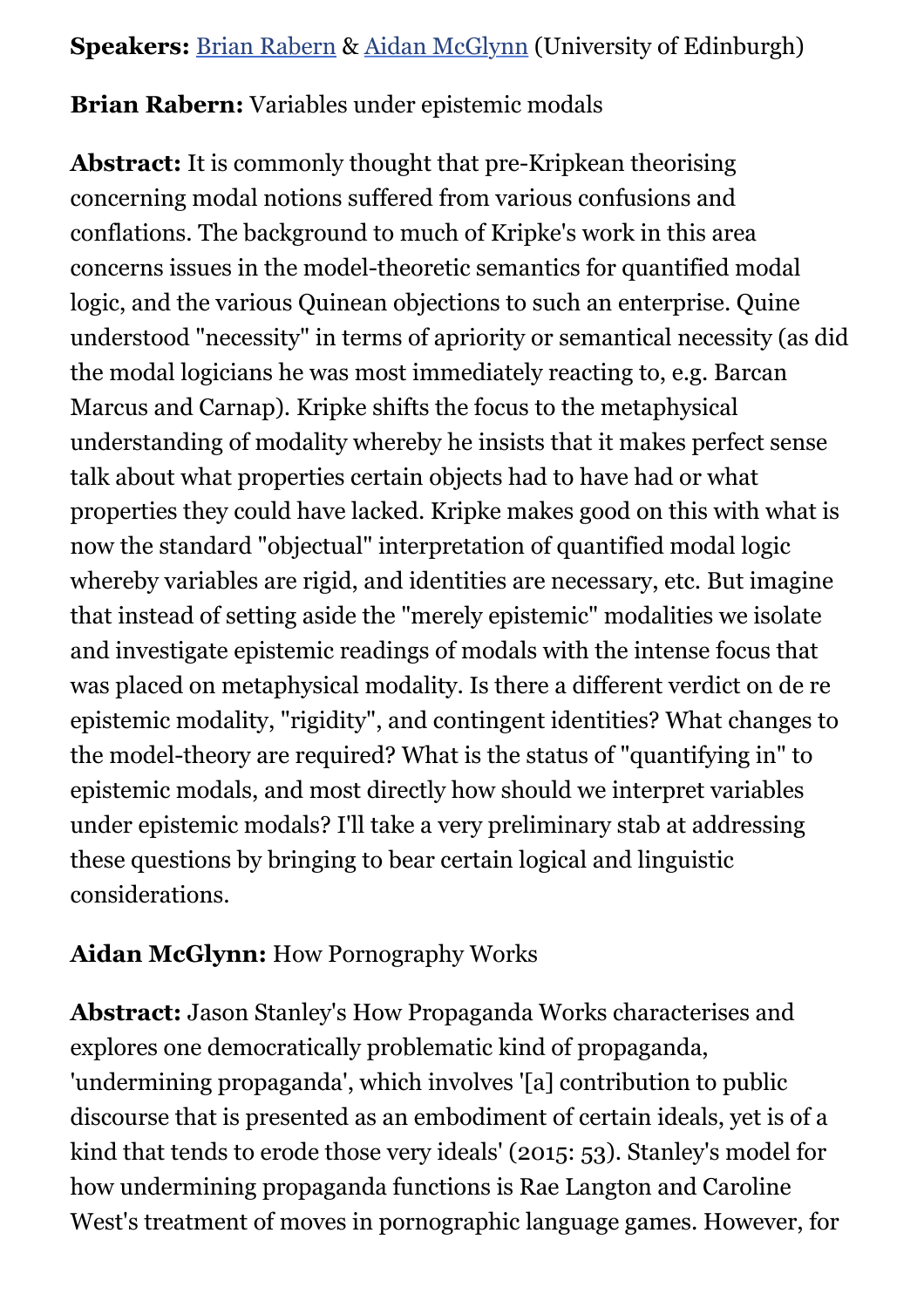**Speakers:** [Brian Rabern](#) & [Aidan McGlynn](#) (University of Edinburgh)

**Brian Rabern:** Variables under epistemic modals

**Abstract:** It is commonly thought that pre-Kripkean theorising concerning modal notions suffered from various confusions and conflations. The background to much of Kripke's work in this area concerns issues in the model-theoretic semantics for quantified modal logic, and the various Quinean objections to such an enterprise. Quine understood "necessity" in terms of apriority or semantical necessity (as did the modal logicians he was most immediately reacting to, e.g. Barcan Marcus and Carnap). Kripke shifts the focus to the metaphysical understanding of modality whereby he insists that it makes perfect sense talk about what properties certain objects had to have had or what properties they could have lacked. Kripke makes good on this with what is now the standard "objectual" interpretation of quantified modal logic whereby variables are rigid, and identities are necessary, etc. But imagine that instead of setting aside the "merely epistemic" modalities we isolate and investigate epistemic readings of modals with the intense focus that was placed on metaphysical modality. Is there a different verdict on de re epistemic modality, "rigidity", and contingent identities? What changes to the model-theory are required? What is the status of "quantifying in" to epistemic modals, and most directly how should we interpret variables under epistemic modals? I'll take a very preliminary stab at addressing these questions by bringing to bear certain logical and linguistic considerations.

**Aidan McGlynn:** How Pornography Works

**Abstract:** Jason Stanley's How Propaganda Works characterises and explores one democratically problematic kind of propaganda, 'undermining propaganda', which involves '[a] contribution to public discourse that is presented as an embodiment of certain ideals, yet is of a kind that tends to erode those very ideals' (2015: 53). Stanley's model for how undermining propaganda functions is Rae Langton and Caroline West's treatment of moves in pornographic language games. However, for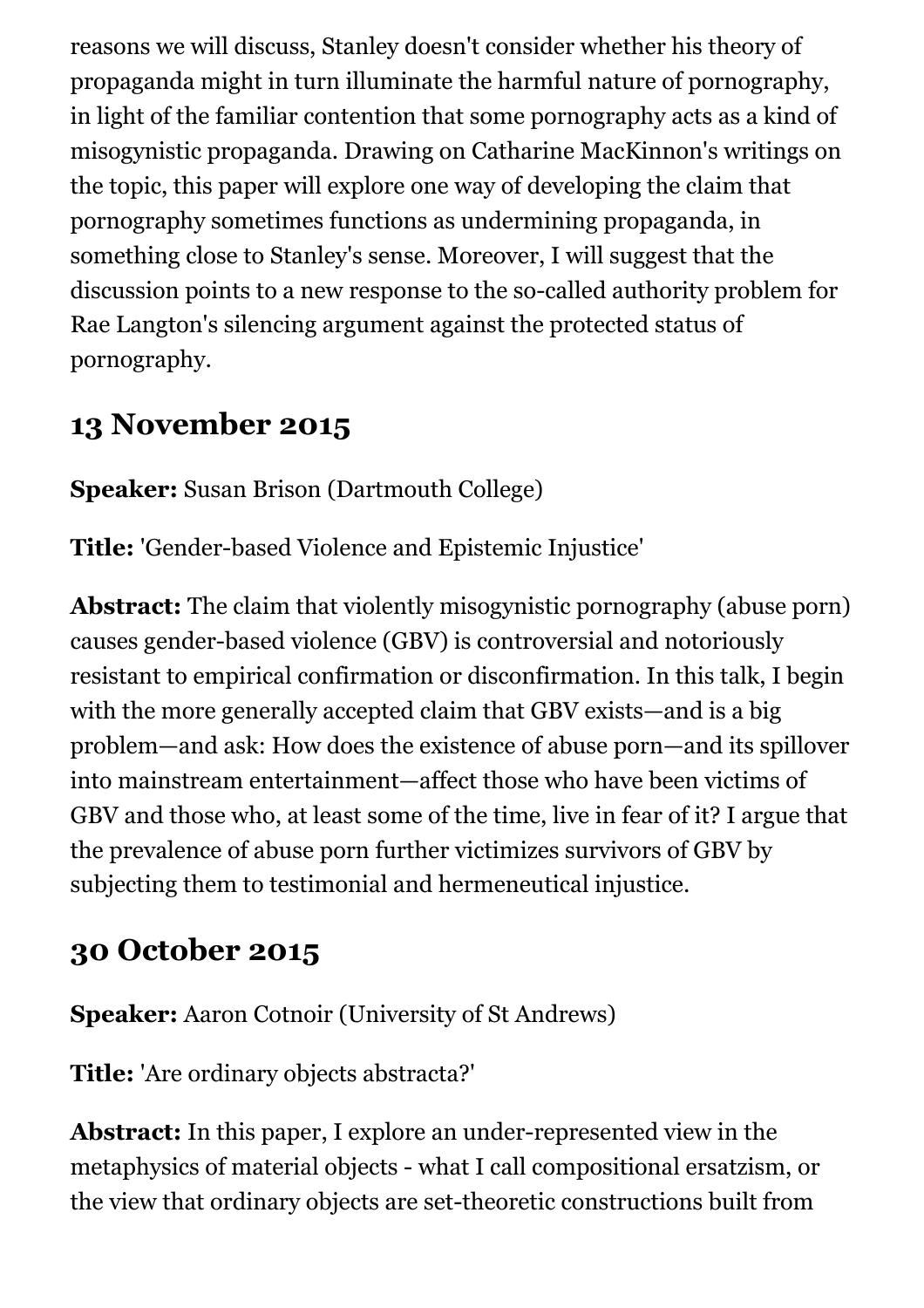reasons we will discuss, Stanley doesn't consider whether his theory of propaganda might in turn illuminate the harmful nature of pornography, in light of the familiar contention that some pornography acts as a kind of misogynistic propaganda. Drawing on Catharine MacKinnon's writings on the topic, this paper will explore one way of developing the claim that pornography sometimes functions as undermining propaganda, in something close to Stanley's sense. Moreover, I will suggest that the discussion points to a new response to the so-called authority problem for Rae Langton's silencing argument against the protected status of pornography.

## 13 November 2015

**Speaker:** Susan Brison (Dartmouth College)

**Title:** 'Gender-based Violence and Epistemic Injustice'

**Abstract:** The claim that violently misogynistic pornography (abuse porn) causes gender-based violence (GBV) is controversial and notoriously resistant to empirical confirmation or disconfirmation. In this talk, I begin with the more generally accepted claim that GBV exists—and is a big problem—and ask: How does the existence of abuse porn—and its spillover into mainstream entertainment—affect those who have been victims of GBV and those who, at least some of the time, live in fear of it? I argue that the prevalence of abuse porn further victimizes survivors of GBV by subjecting them to testimonial and hermeneutical injustice.

## 30 October 2015

**Speaker:** Aaron Cotnoir (University of St Andrews)

**Title:** 'Are ordinary objects abstracta?'

**Abstract:** In this paper, I explore an under-represented view in the metaphysics of material objects - what I call compositional ersatzism, or the view that ordinary objects are set-theoretic constructions built from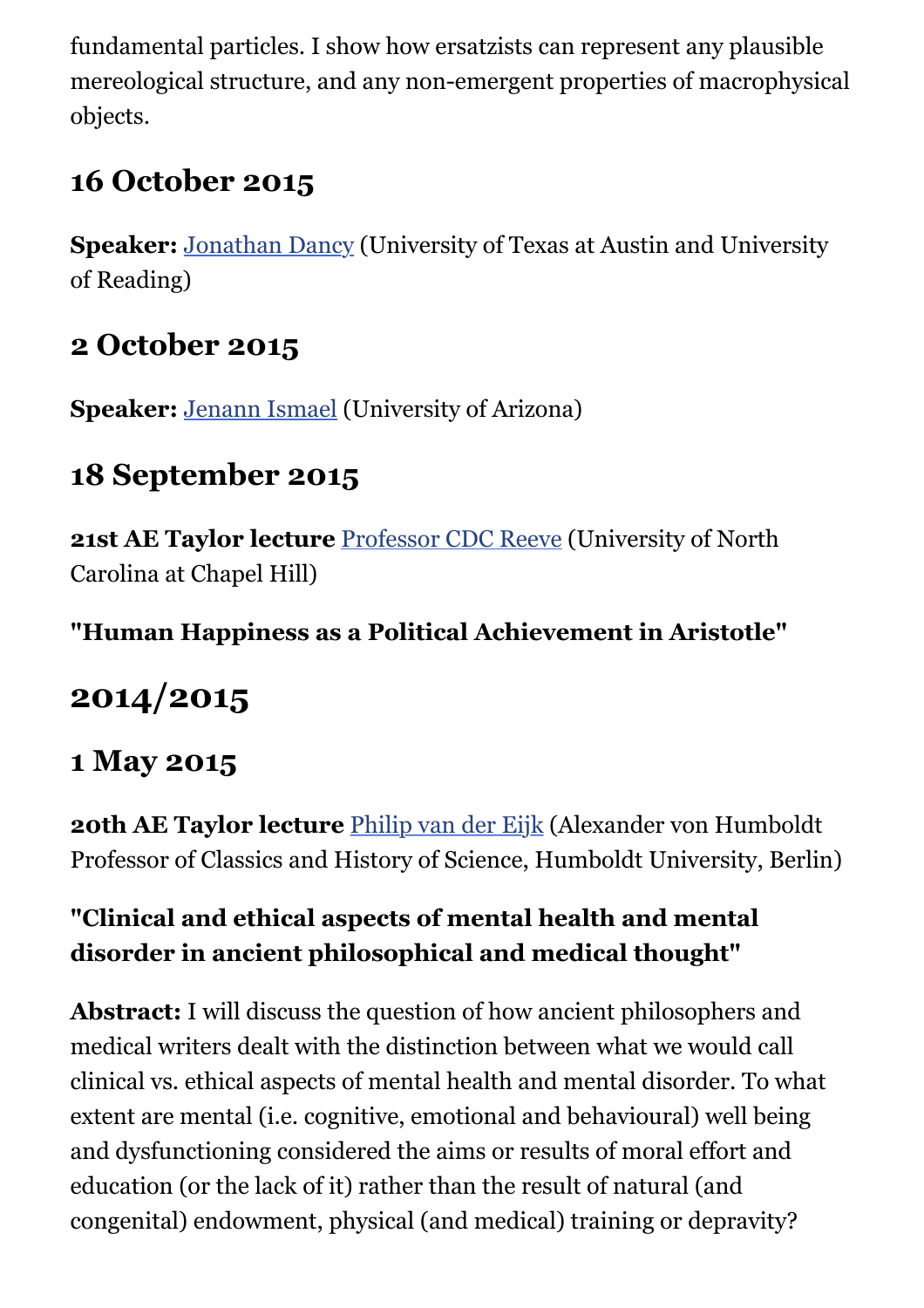fundamental particles. I show how ersatzists can represent any plausible mereological structure, and any non-emergent properties of macrophysical objects.

### 16 October 2015

**Speaker:** Jonathan Dancy (University of Texas at Austin and University of Reading)

### 2 October 2015

**Speaker:** Jenann Ismael (University of Arizona)

### 18 September 2015

**21st AE Taylor lecture** Professor CDC Reeve (University of North Carolina at Chapel Hill)

#### "Human Happiness as a Political Achievement in Aristotle"

## 2014/2015

### 1 May 2015

**20th AE Taylor lecture** Philip van der Eijk (Alexander von Humboldt Professor of Classics and History of Science, Humboldt University, Berlin)

#### "Clinical and ethical aspects of mental health and mental disorder in ancient philosophical and medical thought"

**Abstract:** I will discuss the question of how ancient philosophers and medical writers dealt with the distinction between what we would call clinical vs. ethical aspects of mental health and mental disorder. To what extent are mental (i.e. cognitive, emotional and behavioural) well being and dysfunctioning considered the aims or results of moral effort and education (or the lack of it) rather than the result of natural (and congenital) endowment, physical (and medical) training or depravity?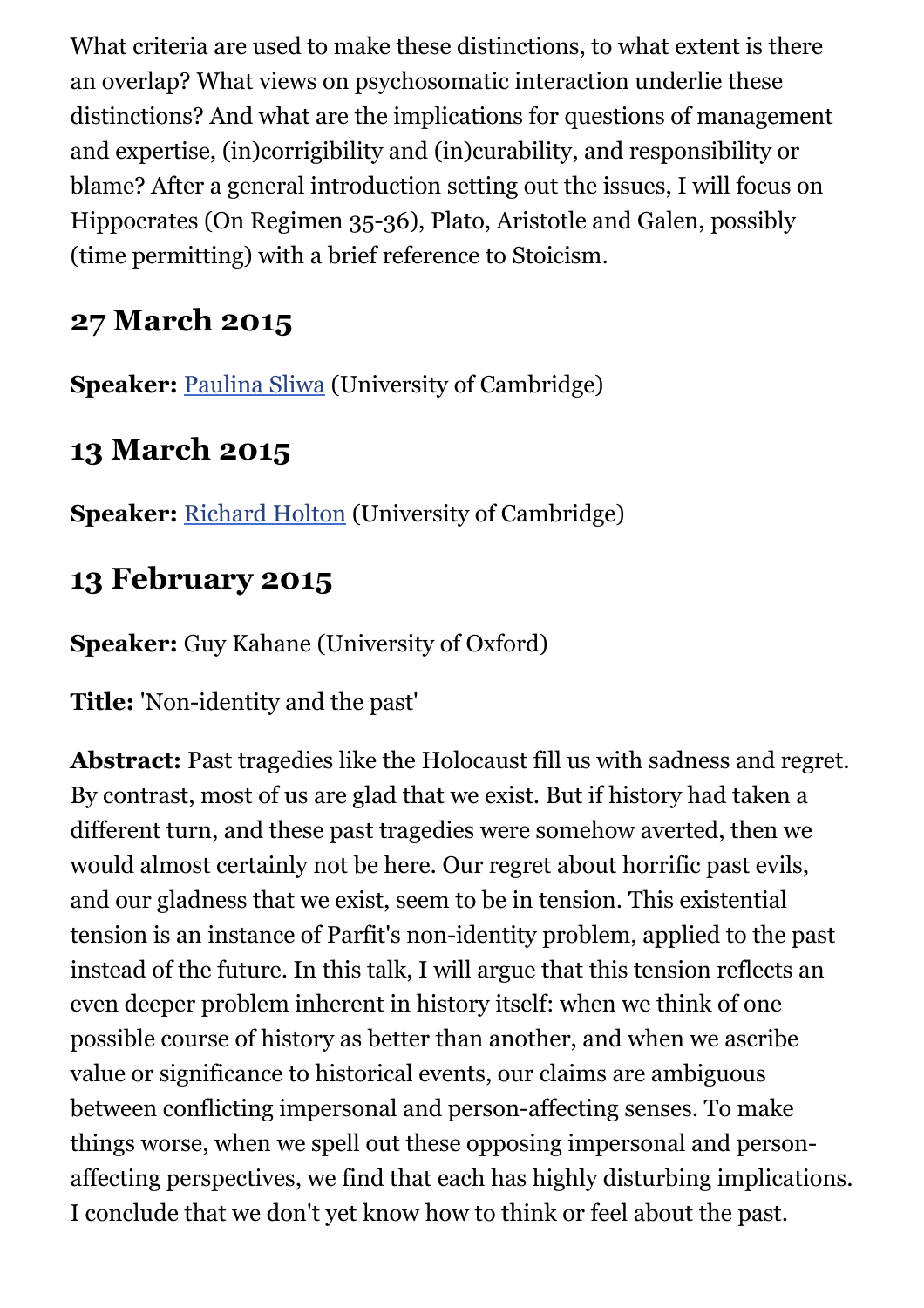What criteria are used to make these distinctions, to what extent is there an overlap? What views on psychosomatic interaction underlie these distinctions? And what are the implications for questions of management and expertise, (in)corrigibility and (in)curability, and responsibility or blame? After a general introduction setting out the issues, I will focus on Hippocrates (On Regimen 35-36), Plato, Aristotle and Galen, possibly (time permitting) with a brief reference to Stoicism.

## 27 March 2015

**Speaker:** Paulina Sliwa (University of Cambridge)

## 13 March 2015

**Speaker:** Richard Holton (University of Cambridge)

## 13 February 2015

**Speaker:** Guy Kahane (University of Oxford)

**Title:** 'Non-identity and the past'

**Abstract:** Past tragedies like the Holocaust fill us with sadness and regret. By contrast, most of us are glad that we exist. But if history had taken a different turn, and these past tragedies were somehow averted, then we would almost certainly not be here. Our regret about horrific past evils, and our gladness that we exist, seem to be in tension. This existential tension is an instance of Parfit's non-identity problem, applied to the past instead of the future. In this talk, I will argue that this tension reflects an even deeper problem inherent in history itself: when we think of one possible course of history as better than another, and when we ascribe value or significance to historical events, our claims are ambiguous between conflicting impersonal and person-affecting senses. To make things worse, when we spell out these opposing impersonal and person-affecting perspectives, we find that each has highly disturbing implications. I conclude that we don't yet know how to think or feel about the past.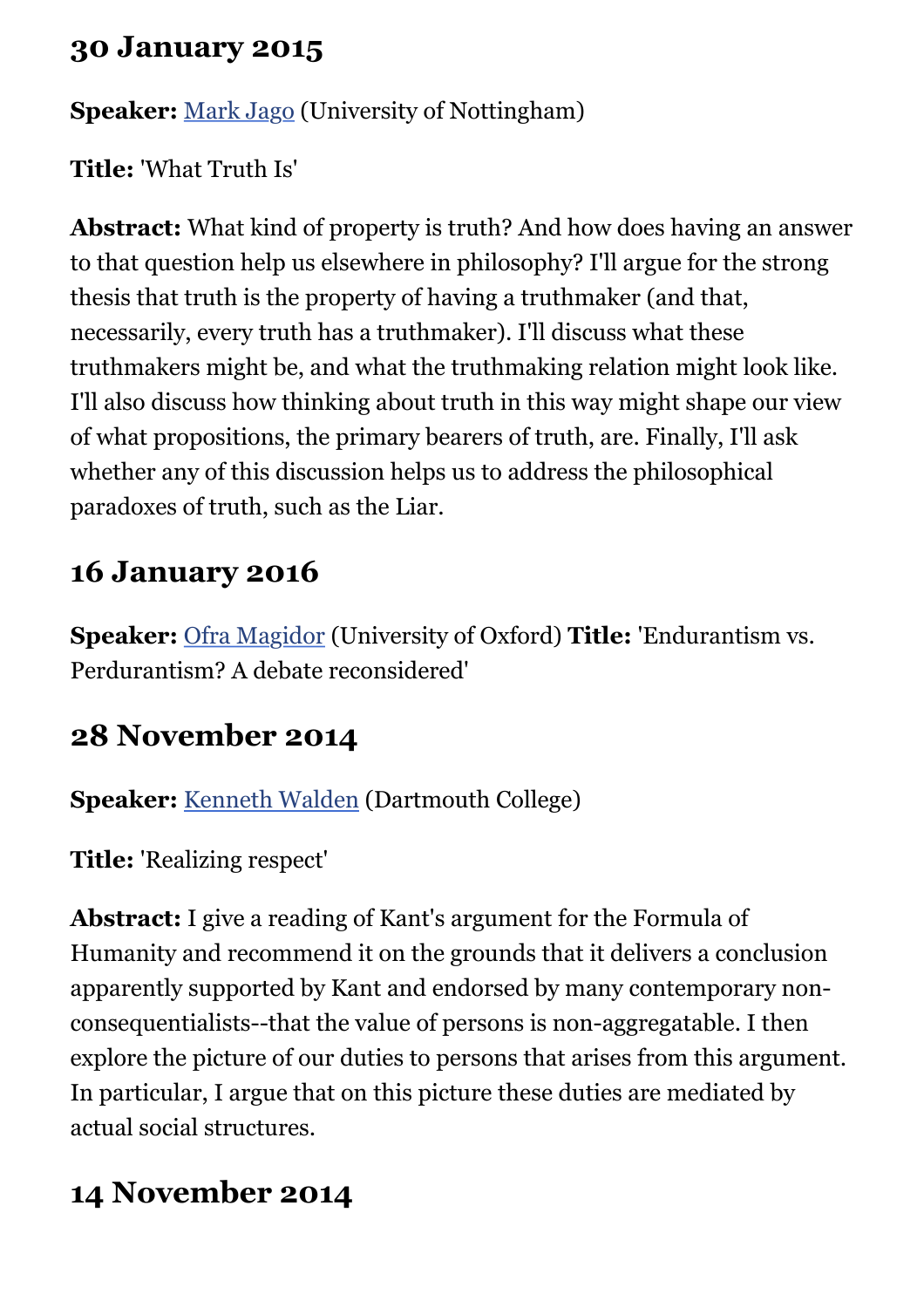## 30 January 2015

**Speaker:** Mark Jago (University of Nottingham)

**Title:** 'What Truth Is'

**Abstract:** What kind of property is truth? And how does having an answer to that question help us elsewhere in philosophy? I'll argue for the strong thesis that truth is the property of having a truthmaker (and that, necessarily, every truth has a truthmaker). I'll discuss what these truthmakers might be, and what the truthmaking relation might look like. I'll also discuss how thinking about truth in this way might shape our view of what propositions, the primary bearers of truth, are. Finally, I'll ask whether any of this discussion helps us to address the philosophical paradoxes of truth, such as the Liar.

## 16 January 2016

**Speaker:** Ofra Magidor (University of Oxford) **Title:** 'Endurantism vs. Perdurantism? A debate reconsidered'

## 28 November 2014

**Speaker:** Kenneth Walden (Dartmouth College)

**Title:** 'Realizing respect'

**Abstract:** I give a reading of Kant's argument for the Formula of Humanity and recommend it on the grounds that it delivers a conclusion apparently supported by Kant and endorsed by many contemporary non-consequentialists--that the value of persons is non-aggregatable. I then explore the picture of our duties to persons that arises from this argument. In particular, I argue that on this picture these duties are mediated by actual social structures.

## 14 November 2014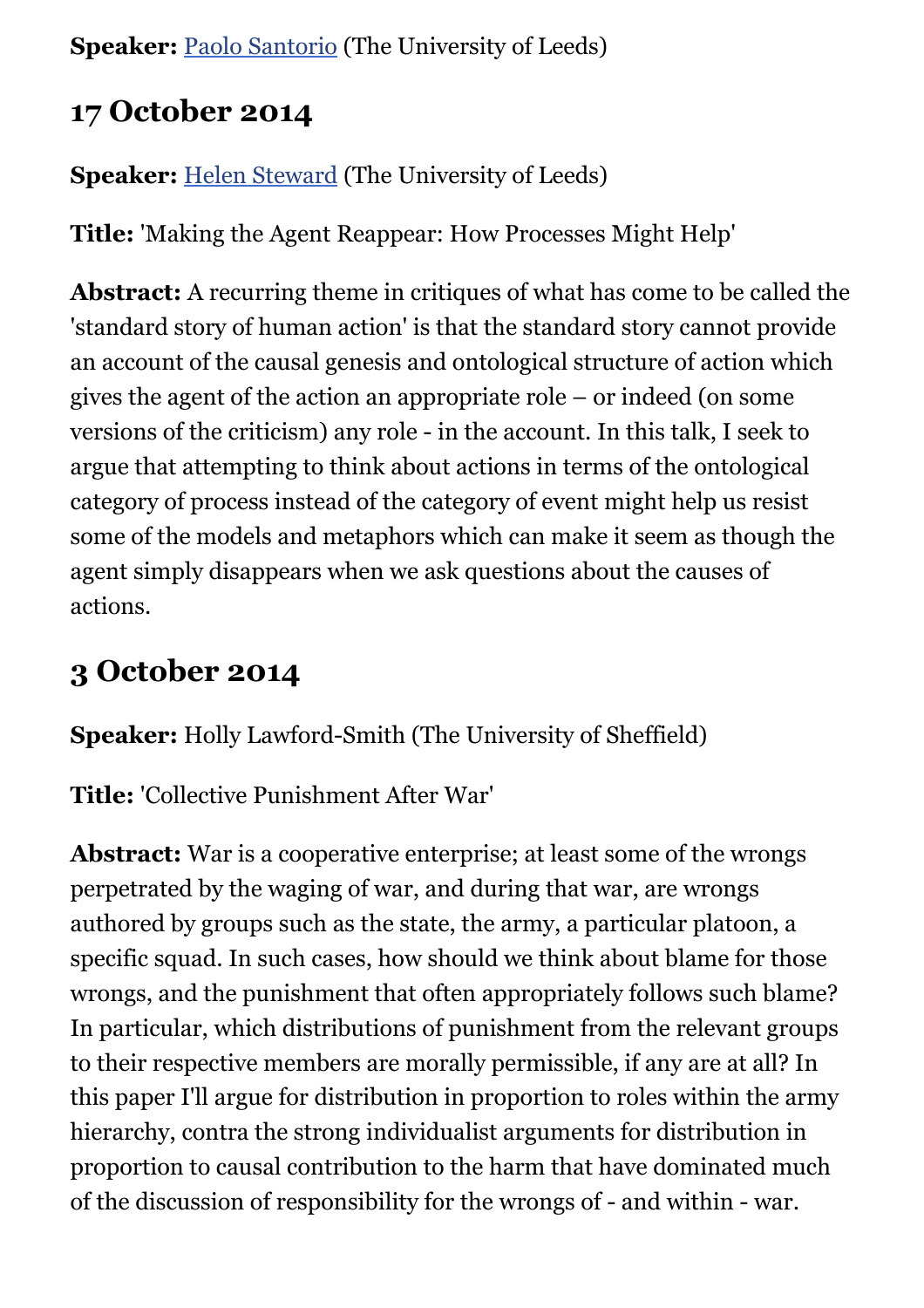**Speaker:** [Paolo Santorio](#) (The University of Leeds)

## 17 October 2014

**Speaker:** [Helen Steward](#) (The University of Leeds)

**Title:** 'Making the Agent Reappear: How Processes Might Help'

**Abstract:** A recurring theme in critiques of what has come to be called the 'standard story of human action' is that the standard story cannot provide an account of the causal genesis and ontological structure of action which gives the agent of the action an appropriate role – or indeed (on some versions of the criticism) any role - in the account. In this talk, I seek to argue that attempting to think about actions in terms of the ontological category of process instead of the category of event might help us resist some of the models and metaphors which can make it seem as though the agent simply disappears when we ask questions about the causes of actions.

## 3 October 2014

**Speaker:** Holly Lawford-Smith (The University of Sheffield)

**Title:** 'Collective Punishment After War'

**Abstract:** War is a cooperative enterprise; at least some of the wrongs perpetrated by the waging of war, and during that war, are wrongs authored by groups such as the state, the army, a particular platoon, a specific squad. In such cases, how should we think about blame for those wrongs, and the punishment that often appropriately follows such blame? In particular, which distributions of punishment from the relevant groups to their respective members are morally permissible, if any are at all? In this paper I'll argue for distribution in proportion to roles within the army hierarchy, contra the strong individualist arguments for distribution in proportion to causal contribution to the harm that have dominated much of the discussion of responsibility for the wrongs of - and within - war.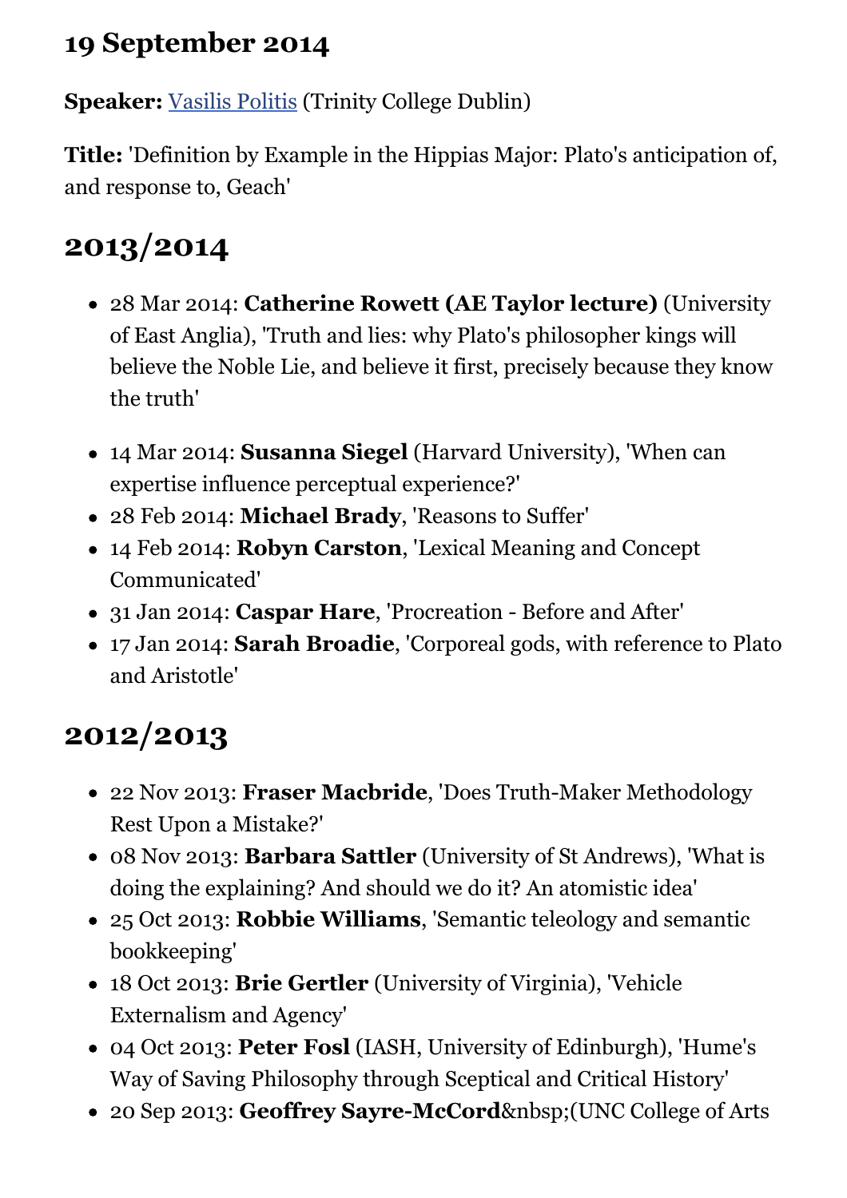## 19 September 2014

**Speaker:** [Vasilis Politis](Vasilis Politis) (Trinity College Dublin)

**Title:** 'Definition by Example in the Hippias Major: Plato's anticipation of, and response to, Geach'

# 2013/2014

- 28 Mar 2014: **Catherine Rowett (AE Taylor lecture)** (University of East Anglia), 'Truth and lies: why Plato's philosopher kings will believe the Noble Lie, and believe it first, precisely because they know the truth'

- 14 Mar 2014: **Susanna Siegel** (Harvard University), 'When can expertise influence perceptual experience?'
- 28 Feb 2014: **Michael Brady**, 'Reasons to Suffer'
- 14 Feb 2014: **Robyn Carston**, 'Lexical Meaning and Concept Communicated'
- 31 Jan 2014: **Caspar Hare**, 'Procreation - Before and After'
- 17 Jan 2014: **Sarah Broadie**, 'Corporeal gods, with reference to Plato and Aristotle'

# 2012/2013

- 22 Nov 2013: **Fraser Macbride**, 'Does Truth-Maker Methodology Rest Upon a Mistake?'
- 08 Nov 2013: **Barbara Sattler** (University of St Andrews), 'What is doing the explaining? And should we do it? An atomistic idea'
- 25 Oct 2013: **Robbie Williams**, 'Semantic teleology and semantic bookkeeping'
- 18 Oct 2013: **Brie Gertler** (University of Virginia), 'Vehicle Externalism and Agency'
- 04 Oct 2013: **Peter Fosl** (IASH, University of Edinburgh), 'Hume's Way of Saving Philosophy through Sceptical and Critical History'
- 20 Sep 2013: **Geoffrey Sayre-McCord**&nbsp;(UNC College of Arts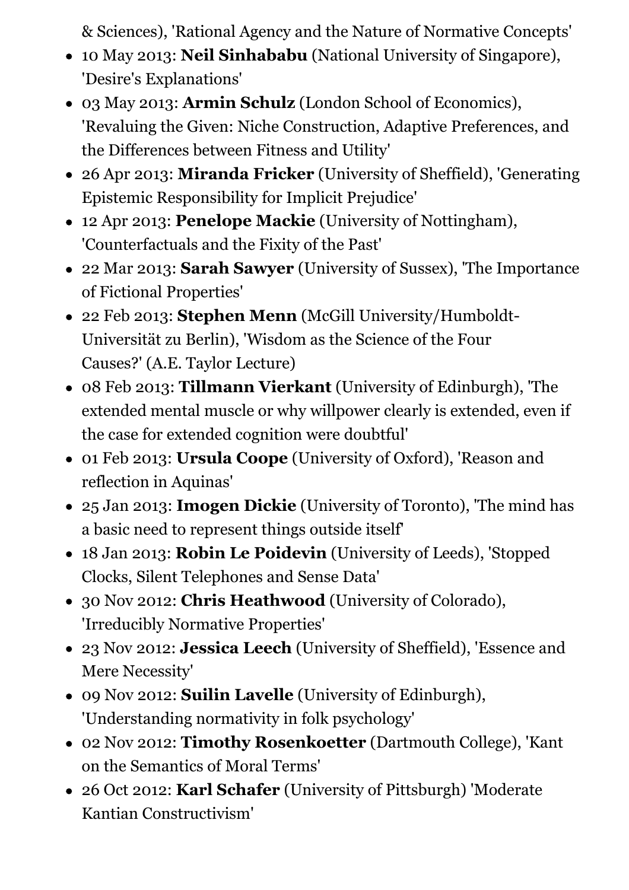& Sciences), 'Rational Agency and the Nature of Normative Concepts'

- 10 May 2013: **Neil Sinhababu** (National University of Singapore), 'Desire's Explanations'
- 03 May 2013: **Armin Schulz** (London School of Economics), 'Revaluing the Given: Niche Construction, Adaptive Preferences, and the Differences between Fitness and Utility'
- 26 Apr 2013: **Miranda Fricker** (University of Sheffield), 'Generating Epistemic Responsibility for Implicit Prejudice'
- 12 Apr 2013: **Penelope Mackie** (University of Nottingham), 'Counterfactuals and the Fixity of the Past'
- 22 Mar 2013: **Sarah Sawyer** (University of Sussex), 'The Importance of Fictional Properties'
- 22 Feb 2013: **Stephen Menn** (McGill University/Humboldt-Universität zu Berlin), 'Wisdom as the Science of the Four Causes?' (A.E. Taylor Lecture)
- 08 Feb 2013: **Tillmann Vierkant** (University of Edinburgh), 'The extended mental muscle or why willpower clearly is extended, even if the case for extended cognition were doubtful'
- 01 Feb 2013: **Ursula Coope** (University of Oxford), 'Reason and reflection in Aquinas'
- 25 Jan 2013: **Imogen Dickie** (University of Toronto), 'The mind has a basic need to represent things outside itself'
- 18 Jan 2013: **Robin Le Poidevin** (University of Leeds), 'Stopped Clocks, Silent Telephones and Sense Data'
- 30 Nov 2012: **Chris Heathwood** (University of Colorado), 'Irreducibly Normative Properties'
- 23 Nov 2012: **Jessica Leech** (University of Sheffield), 'Essence and Mere Necessity'
- 09 Nov 2012: **Suilin Lavelle** (University of Edinburgh), 'Understanding normativity in folk psychology'
- 02 Nov 2012: **Timothy Rosenkoetter** (Dartmouth College), 'Kant on the Semantics of Moral Terms'
- 26 Oct 2012: **Karl Schafer** (University of Pittsburgh) 'Moderate Kantian Constructivism'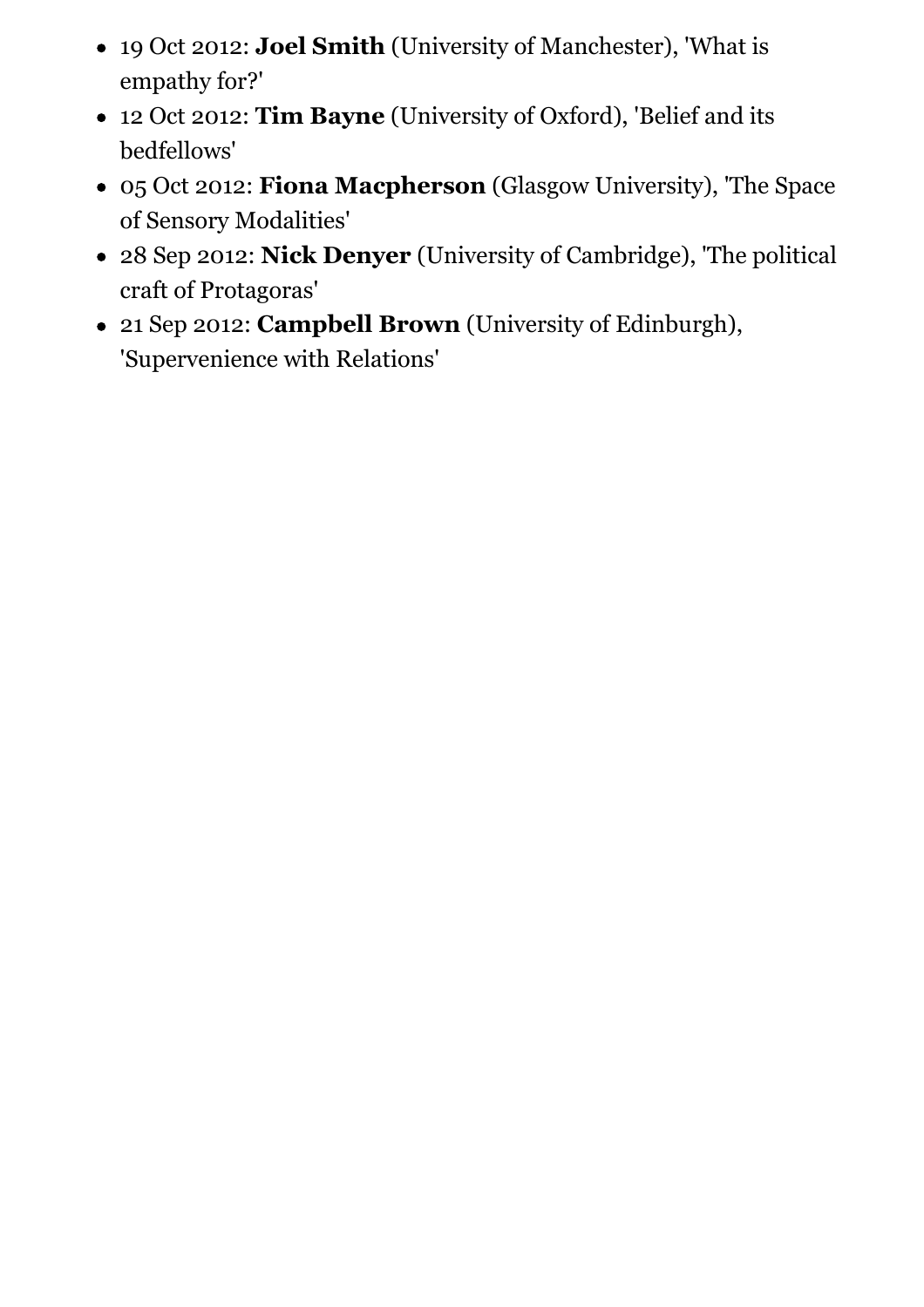- 19 Oct 2012: **Joel Smith** (University of Manchester), 'What is empathy for?'
- 12 Oct 2012: **Tim Bayne** (University of Oxford), 'Belief and its bedfellows'
- 05 Oct 2012: **Fiona Macpherson** (Glasgow University), 'The Space of Sensory Modalities'
- 28 Sep 2012: **Nick Denyer** (University of Cambridge), 'The political craft of Protagoras'
- 21 Sep 2012: **Campbell Brown** (University of Edinburgh), 'Supervenience with Relations'